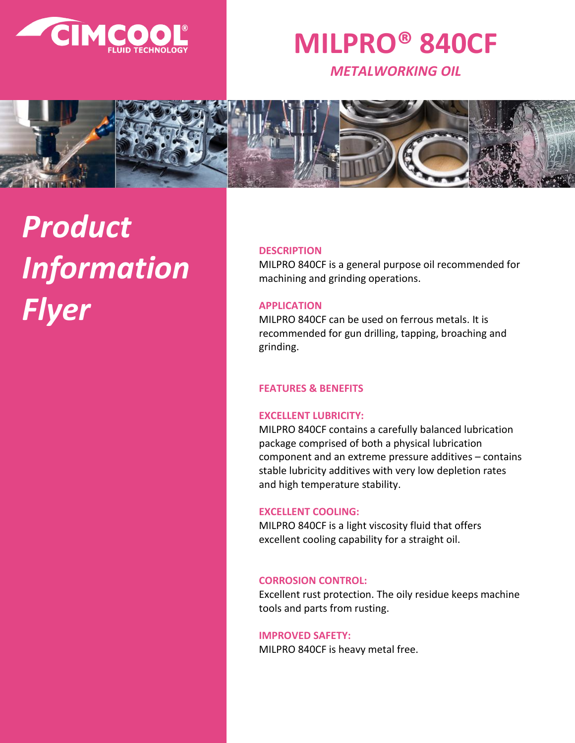CIMCOOL® FLUID TECHNOLOGY

# MILPRO® 840CF

*METALWORKING OIL*

## *Product Information Flyer*

### DESCRIPTION

MILPRO 840CF is a general purpose oil recommended for machining and grinding operations.

### APPLICATION

MILPRO 840CF can be used on ferrous metals. It is recommended for gun drilling, tapping, broaching and grinding.

### FEATURES & BENEFITS

#### EXCELLENT LUBRICITY:

MILPRO 840CF contains a carefully balanced lubrication package comprised of both a physical lubrication component and an extreme pressure additives – contains stable lubricity additives with very low depletion rates and high temperature stability.

#### EXCELLENT COOLING:

MILPRO 840CF is a light viscosity fluid that offers excellent cooling capability for a straight oil.

#### CORROSION CONTROL:

Excellent rust protection. The oily residue keeps machine tools and parts from rusting.

#### IMPROVED SAFETY:

MILPRO 840CF is heavy metal free.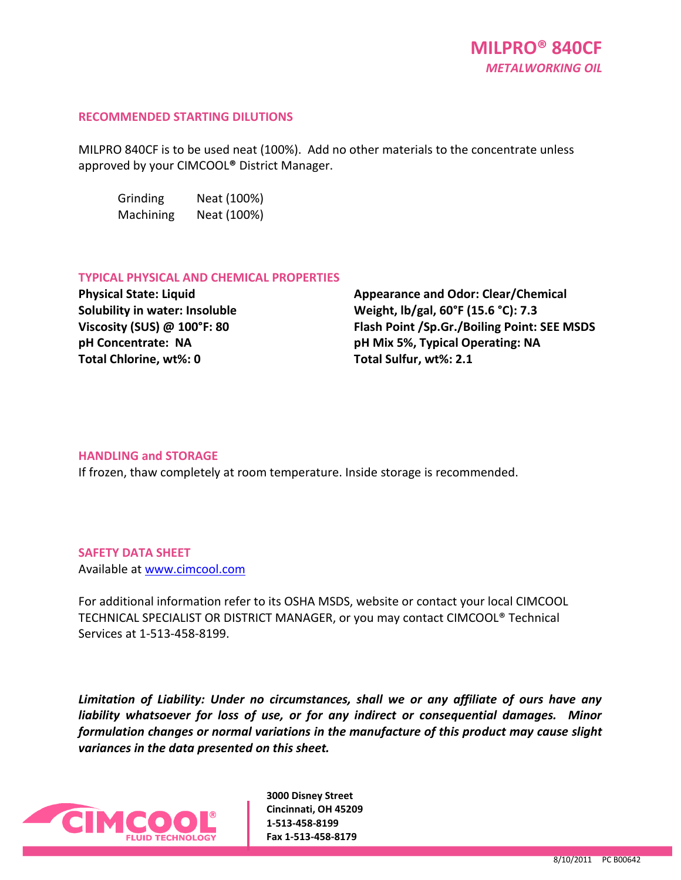# MILPRO® 840CF

*METALWORKING OIL*

## RECOMMENDED STARTING DILUTIONS

MILPRO 840CF is to be used neat (100%). Add no other materials to the concentrate unless approved by your CIMCOOL® District Manager.

| | |
|---|---|
| Grinding | Neat (100%) |
| Machining | Neat (100%) |

## TYPICAL PHYSICAL AND CHEMICAL PROPERTIES

**Physical State: Liquid**
**Solubility in water: Insoluble**
**Viscosity (SUS) @ 100°F: 80**
**pH Concentrate: NA**
**Total Chlorine, wt%: 0**
**Appearance and Odor: Clear/Chemical**
**Weight, lb/gal, 60°F (15.6 °C): 7.3**
**Flash Point /Sp.Gr./Boiling Point: SEE MSDS**
**pH Mix 5%, Typical Operating: NA**
**Total Sulfur, wt%: 2.1**

## HANDLING and STORAGE

If frozen, thaw completely at room temperature. Inside storage is recommended.

## SAFETY DATA SHEET

Available at www.cimcool.com

For additional information refer to its OSHA MSDS, website or contact your local CIMCOOL TECHNICAL SPECIALIST OR DISTRICT MANAGER, or you may contact CIMCOOL® Technical Services at 1-513-458-8199.

***Limitation of Liability: Under no circumstances, shall we or any affiliate of ours have any liability whatsoever for loss of use, or for any indirect or consequential damages. Minor formulation changes or normal variations in the manufacture of this product may cause slight variances in the data presented on this sheet.***

CIMCOOL® FLUID TECHNOLOGY

**3000 Disney Street**
**Cincinnati, OH 45209**
**1-513-458-8199**
**Fax 1-513-458-8179**

8/10/2011 PC B00642